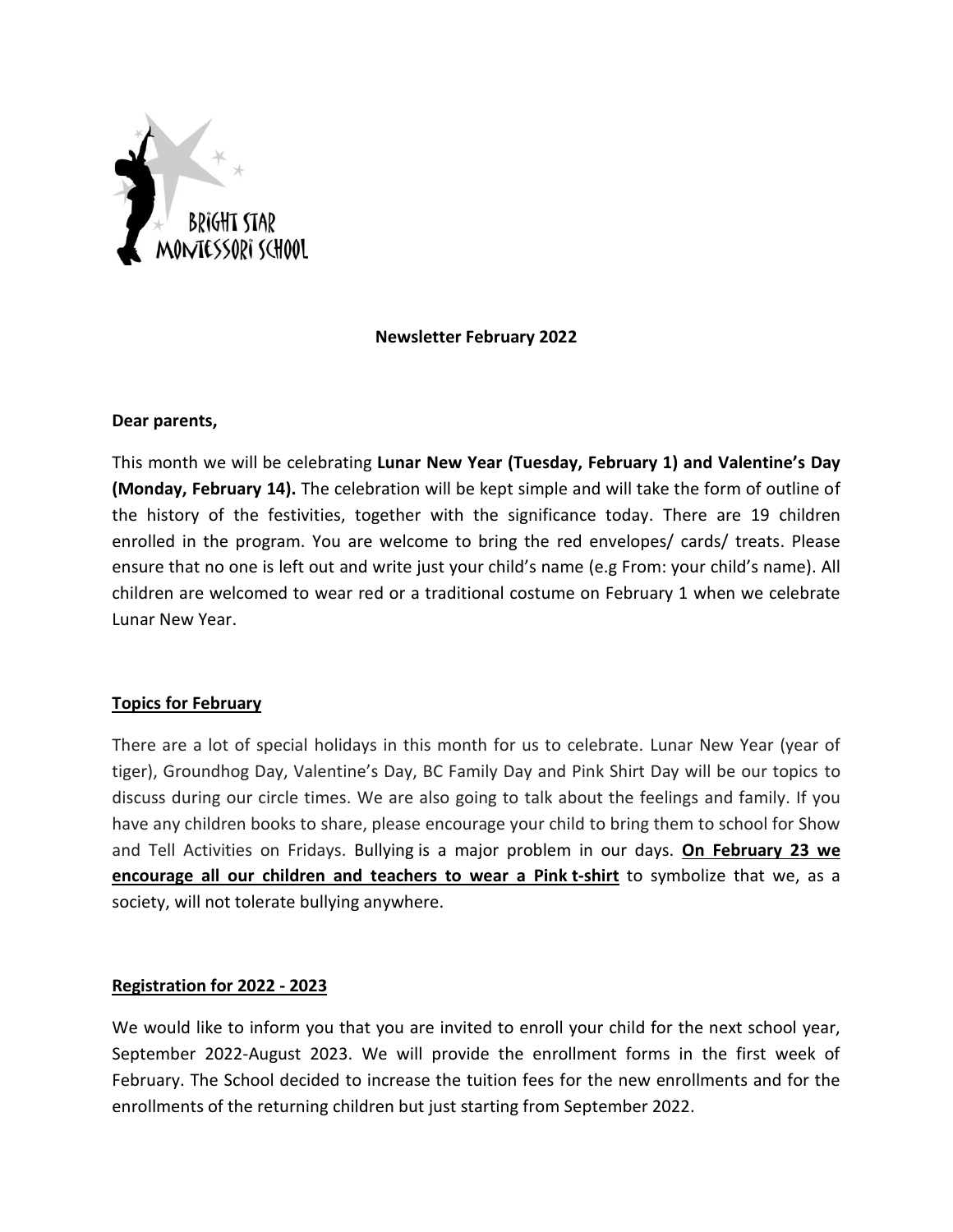**Newsletter February 2022**

**Dear parents,**

This month we will be celebrating **Lunar New Year (Tuesday, February 1) and Valentine's Day (Monday, February 14).** The celebration will be kept simple and will take the form of outline of the history of the festivities, together with the significance today. There are 19 children enrolled in the program. You are welcome to bring the red envelopes/ cards/ treats. Please ensure that no one is left out and write just your child's name (e.g From: your child's name). All children are welcomed to wear red or a traditional costume on February 1 when we celebrate Lunar New Year.

## Topics for February

There are a lot of special holidays in this month for us to celebrate. Lunar New Year (year of tiger), Groundhog Day, Valentine's Day, BC Family Day and Pink Shirt Day will be our topics to discuss during our circle times. We are also going to talk about the feelings and family. If you have any children books to share, please encourage your child to bring them to school for Show and Tell Activities on Fridays. Bullying is a major problem in our days. **On February 23 we encourage all our children and teachers to wear a Pink t-shirt** to symbolize that we, as a society, will not tolerate bullying anywhere.

## Registration for 2022 - 2023

We would like to inform you that you are invited to enroll your child for the next school year, September 2022-August 2023. We will provide the enrollment forms in the first week of February. The School decided to increase the tuition fees for the new enrollments and for the enrollments of the returning children but just starting from September 2022.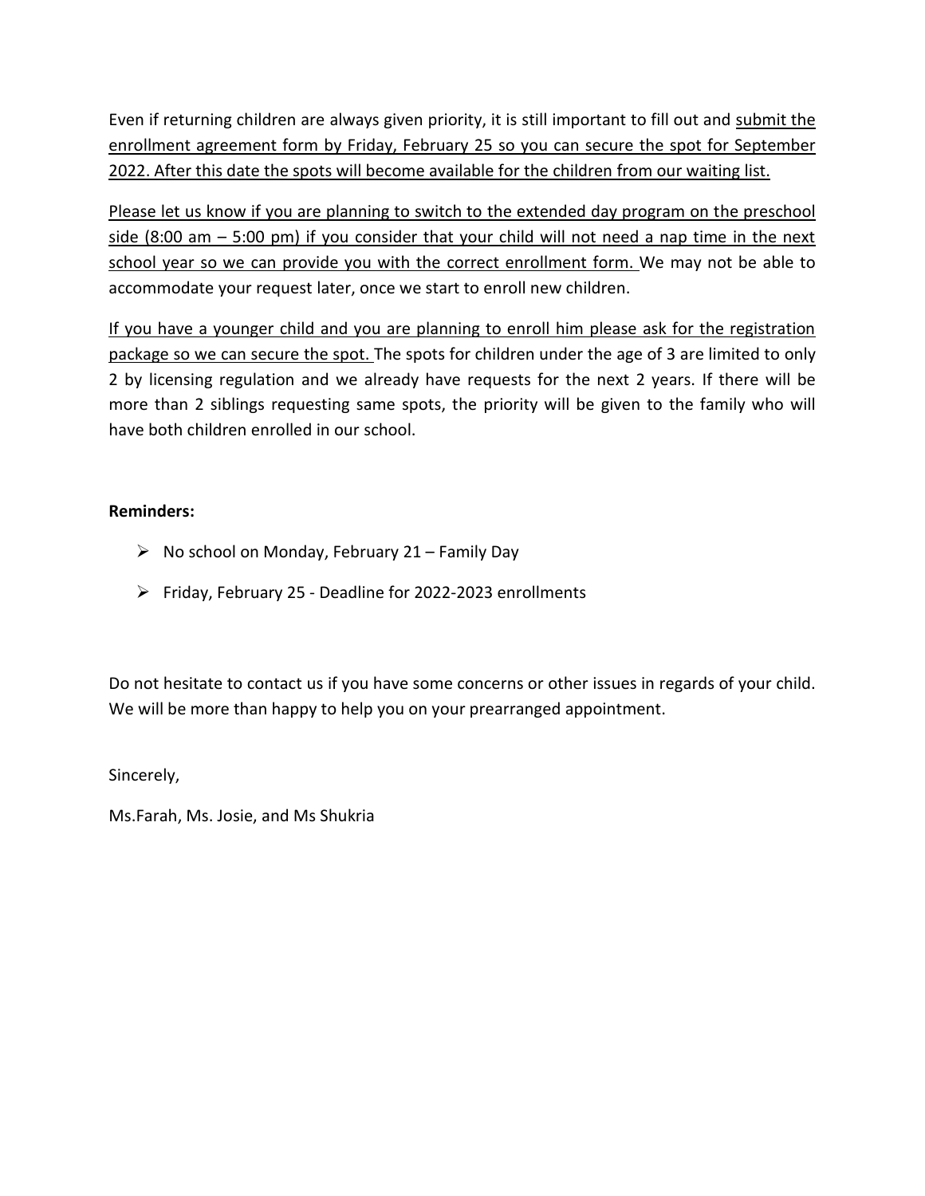Even if returning children are always given priority, it is still important to fill out and <u>submit the enrollment agreement form by Friday, February 25 so you can secure the spot for September 2022. After this date the spots will become available for the children from our waiting list.</u>

<u>Please let us know if you are planning to switch to the extended day program on the preschool side (8:00 am – 5:00 pm) if you consider that your child will not need a nap time in the next school year so we can provide you with the correct enrollment form.</u> We may not be able to accommodate your request later, once we start to enroll new children.

<u>If you have a younger child and you are planning to enroll him please ask for the registration package so we can secure the spot.</u> The spots for children under the age of 3 are limited to only 2 by licensing regulation and we already have requests for the next 2 years. If there will be more than 2 siblings requesting same spots, the priority will be given to the family who will have both children enrolled in our school.

**Reminders:**

- No school on Monday, February 21 – Family Day
- Friday, February 25 - Deadline for 2022-2023 enrollments

Do not hesitate to contact us if you have some concerns or other issues in regards of your child. We will be more than happy to help you on your prearranged appointment.

Sincerely,

Ms.Farah, Ms. Josie, and Ms Shukria